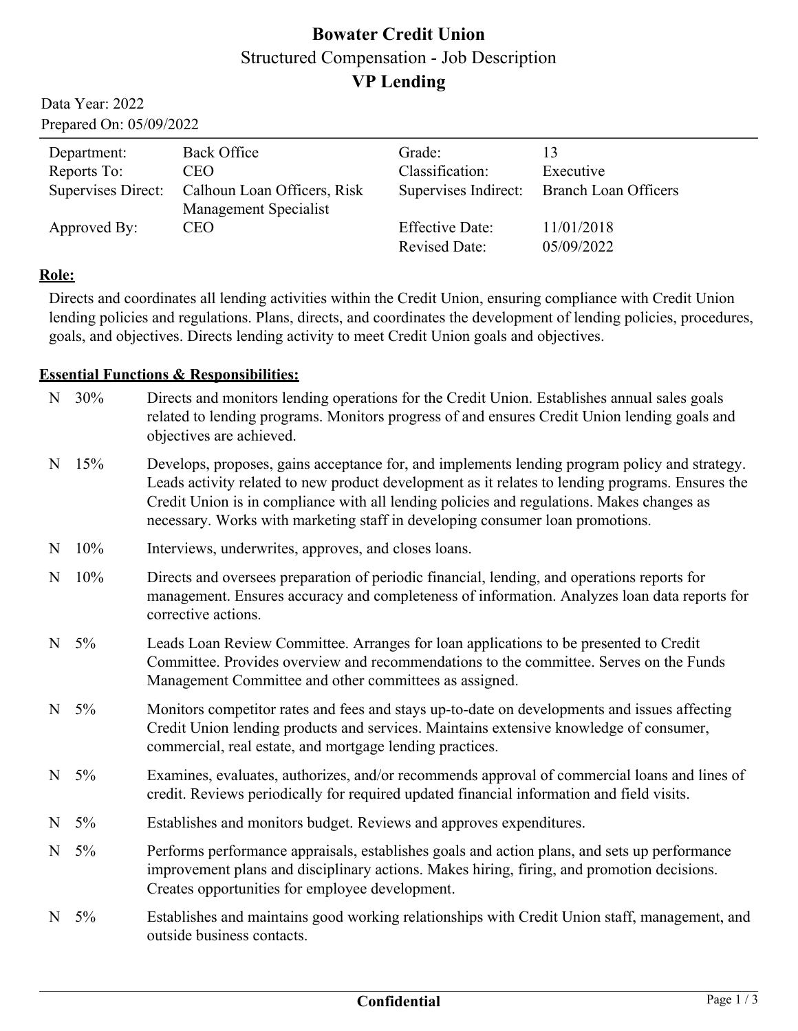# Bowater Credit Union

Structured Compensation - Job Description

## VP Lending

Data Year: 2022
Prepared On: 05/09/2022

| | | | |
|---|---|---|---|
| Department: | Back Office | Grade: | 13 |
| Reports To: | CEO | Classification: | Executive |
| Supervises Direct: | Calhoun Loan Officers, Risk Management Specialist | Supervises Indirect: | Branch Loan Officers |
| Approved By: | CEO | Effective Date: | 11/01/2018 |
| | | Revised Date: | 05/09/2022 |

**Role:**

Directs and coordinates all lending activities within the Credit Union, ensuring compliance with Credit Union lending policies and regulations. Plans, directs, and coordinates the development of lending policies, procedures, goals, and objectives. Directs lending activity to meet Credit Union goals and objectives.

**Essential Functions & Responsibilities:**

| | | |
|---|---|---|
| N | 30% | Directs and monitors lending operations for the Credit Union. Establishes annual sales goals related to lending programs. Monitors progress of and ensures Credit Union lending goals and objectives are achieved. |
| N | 15% | Develops, proposes, gains acceptance for, and implements lending program policy and strategy. Leads activity related to new product development as it relates to lending programs. Ensures the Credit Union is in compliance with all lending policies and regulations. Makes changes as necessary. Works with marketing staff in developing consumer loan promotions. |
| N | 10% | Interviews, underwrites, approves, and closes loans. |
| N | 10% | Directs and oversees preparation of periodic financial, lending, and operations reports for management. Ensures accuracy and completeness of information. Analyzes loan data reports for corrective actions. |
| N | 5% | Leads Loan Review Committee. Arranges for loan applications to be presented to Credit Committee. Provides overview and recommendations to the committee. Serves on the Funds Management Committee and other committees as assigned. |
| N | 5% | Monitors competitor rates and fees and stays up-to-date on developments and issues affecting Credit Union lending products and services. Maintains extensive knowledge of consumer, commercial, real estate, and mortgage lending practices. |
| N | 5% | Examines, evaluates, authorizes, and/or recommends approval of commercial loans and lines of credit. Reviews periodically for required updated financial information and field visits. |
| N | 5% | Establishes and monitors budget. Reviews and approves expenditures. |
| N | 5% | Performs performance appraisals, establishes goals and action plans, and sets up performance improvement plans and disciplinary actions. Makes hiring, firing, and promotion decisions. Creates opportunities for employee development. |
| N | 5% | Establishes and maintains good working relationships with Credit Union staff, management, and outside business contacts. |

Confidential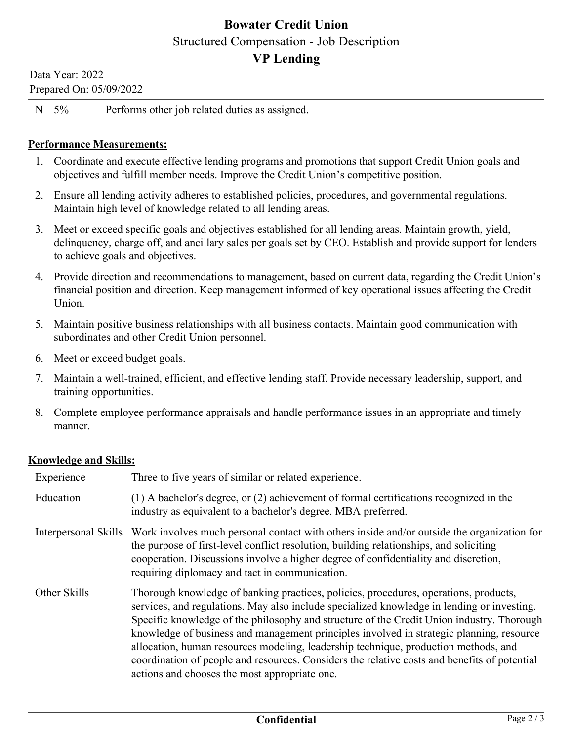| | | |
|---|---|---|
| N | 5% | Performs other job related duties as assigned. |

**Performance Measurements:**

1. Coordinate and execute effective lending programs and promotions that support Credit Union goals and objectives and fulfill member needs. Improve the Credit Union's competitive position.
2. Ensure all lending activity adheres to established policies, procedures, and governmental regulations. Maintain high level of knowledge related to all lending areas.
3. Meet or exceed specific goals and objectives established for all lending areas. Maintain growth, yield, delinquency, charge off, and ancillary sales per goals set by CEO. Establish and provide support for lenders to achieve goals and objectives.
4. Provide direction and recommendations to management, based on current data, regarding the Credit Union's financial position and direction. Keep management informed of key operational issues affecting the Credit Union.
5. Maintain positive business relationships with all business contacts. Maintain good communication with subordinates and other Credit Union personnel.
6. Meet or exceed budget goals.
7. Maintain a well-trained, efficient, and effective lending staff. Provide necessary leadership, support, and training opportunities.
8. Complete employee performance appraisals and handle performance issues in an appropriate and timely manner.

**Knowledge and Skills:**

| | |
|---|---|
| Experience | Three to five years of similar or related experience. |
| Education | (1) A bachelor's degree, or (2) achievement of formal certifications recognized in the industry as equivalent to a bachelor's degree. MBA preferred. |
| Interpersonal Skills | Work involves much personal contact with others inside and/or outside the organization for the purpose of first-level conflict resolution, building relationships, and soliciting cooperation. Discussions involve a higher degree of confidentiality and discretion, requiring diplomacy and tact in communication. |
| Other Skills | Thorough knowledge of banking practices, policies, procedures, operations, products, services, and regulations. May also include specialized knowledge in lending or investing. Specific knowledge of the philosophy and structure of the Credit Union industry. Thorough knowledge of business and management principles involved in strategic planning, resource allocation, human resources modeling, leadership technique, production methods, and coordination of people and resources. Considers the relative costs and benefits of potential actions and chooses the most appropriate one. |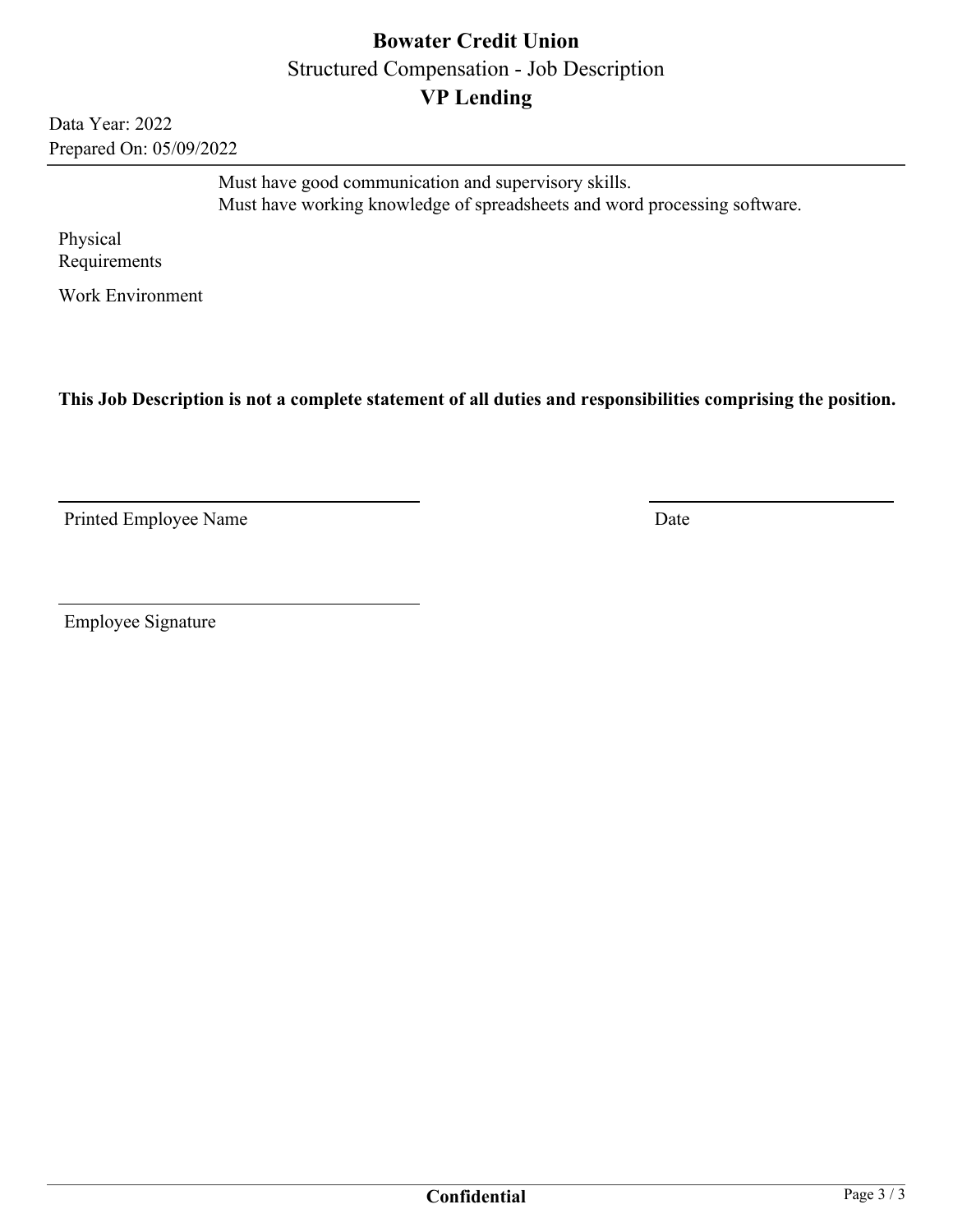Must have good communication and supervisory skills.
Must have working knowledge of spreadsheets and word processing software.

Physical Requirements

Work Environment

**This Job Description is not a complete statement of all duties and responsibilities comprising the position.**

Printed Employee Name

Date

Employee Signature

**Confidential**